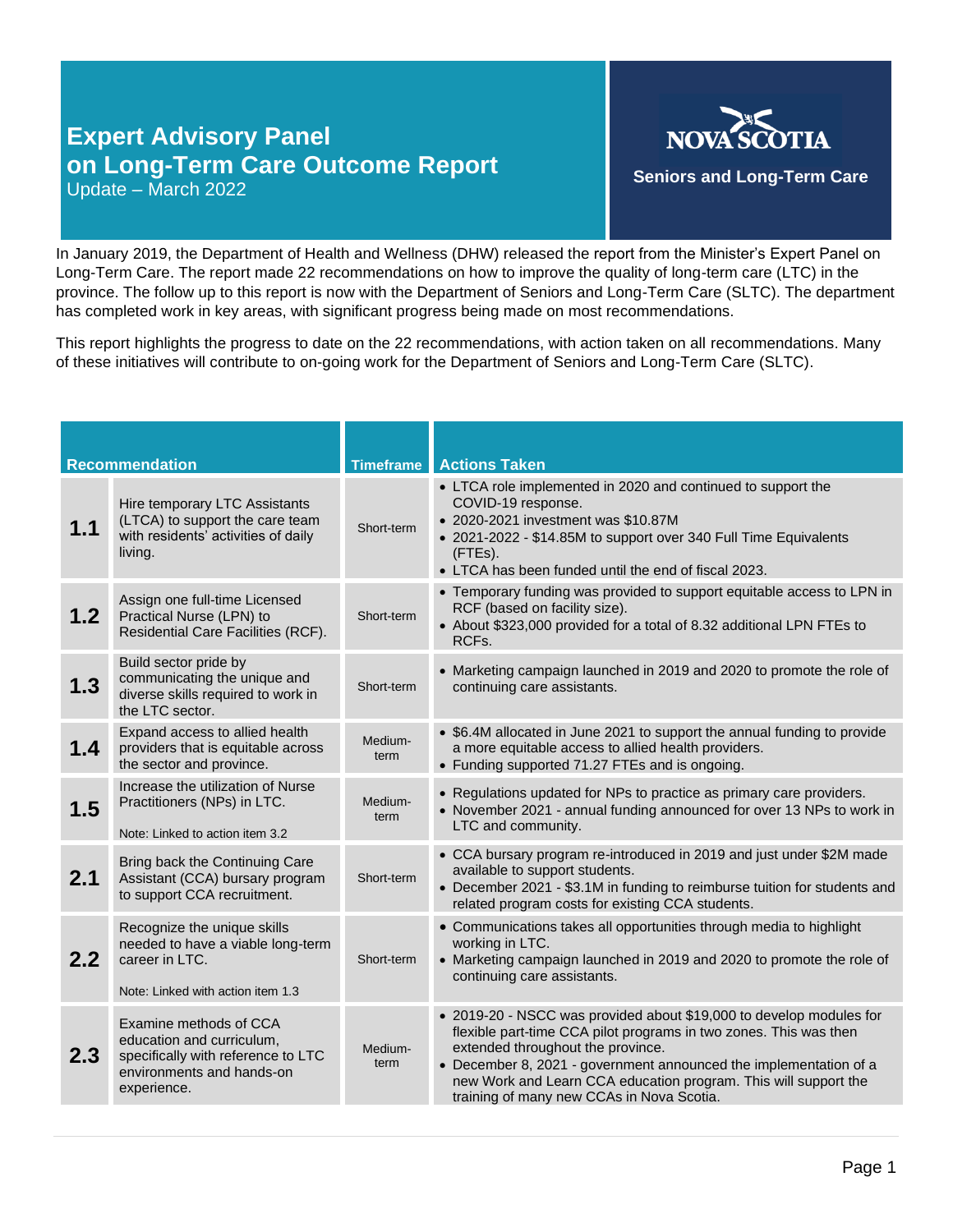# Expert Advisory Panel on Long-Term Care Outcome Report

Update – March 2022

**Nova Scotia**
**Seniors and Long-Term Care**

In January 2019, the Department of Health and Wellness (DHW) released the report from the Minister's Expert Panel on Long-Term Care. The report made 22 recommendations on how to improve the quality of long-term care (LTC) in the province. The follow up to this report is now with the Department of Seniors and Long-Term Care (SLTC). The department has completed work in key areas, with significant progress being made on most recommendations.

This report highlights the progress to date on the 22 recommendations, with action taken on all recommendations. Many of these initiatives will contribute to on-going work for the Department of Seniors and Long-Term Care (SLTC).

| Recommendation | | Timeframe | Actions Taken |
|---|---|---|---|
| **1.1** | Hire temporary LTC Assistants (LTCA) to support the care team with residents' activities of daily living. | Short-term | • LTCA role implemented in 2020 and continued to support the COVID-19 response.<br>• 2020-2021 investment was $10.87M<br>• 2021-2022 - $14.85M to support over 340 Full Time Equivalents (FTEs).<br>• LTCA has been funded until the end of fiscal 2023. |
| **1.2** | Assign one full-time Licensed Practical Nurse (LPN) to Residential Care Facilities (RCF). | Short-term | • Temporary funding was provided to support equitable access to LPN in RCF (based on facility size).<br>• About $323,000 provided for a total of 8.32 additional LPN FTEs to RCFs. |
| **1.3** | Build sector pride by communicating the unique and diverse skills required to work in the LTC sector. | Short-term | • Marketing campaign launched in 2019 and 2020 to promote the role of continuing care assistants. |
| **1.4** | Expand access to allied health providers that is equitable across the sector and province. | Medium-term | • $6.4M allocated in June 2021 to support the annual funding to provide a more equitable access to allied health providers.<br>• Funding supported 71.27 FTEs and is ongoing. |
| **1.5** | Increase the utilization of Nurse Practitioners (NPs) in LTC.<br><br>Note: Linked to action item 3.2 | Medium-term | • Regulations updated for NPs to practice as primary care providers.<br>• November 2021 - annual funding announced for over 13 NPs to work in LTC and community. |
| **2.1** | Bring back the Continuing Care Assistant (CCA) bursary program to support CCA recruitment. | Short-term | • CCA bursary program re-introduced in 2019 and just under $2M made available to support students.<br>• December 2021 - $3.1M in funding to reimburse tuition for students and related program costs for existing CCA students. |
| **2.2** | Recognize the unique skills needed to have a viable long-term career in LTC.<br><br>Note: Linked with action item 1.3 | Short-term | • Communications takes all opportunities through media to highlight working in LTC.<br>• Marketing campaign launched in 2019 and 2020 to promote the role of continuing care assistants. |
| **2.3** | Examine methods of CCA education and curriculum, specifically with reference to LTC environments and hands-on experience. | Medium-term | • 2019-20 - NSCC was provided about $19,000 to develop modules for flexible part-time CCA pilot programs in two zones. This was then extended throughout the province.<br>• December 8, 2021 - government announced the implementation of a new Work and Learn CCA education program. This will support the training of many new CCAs in Nova Scotia. |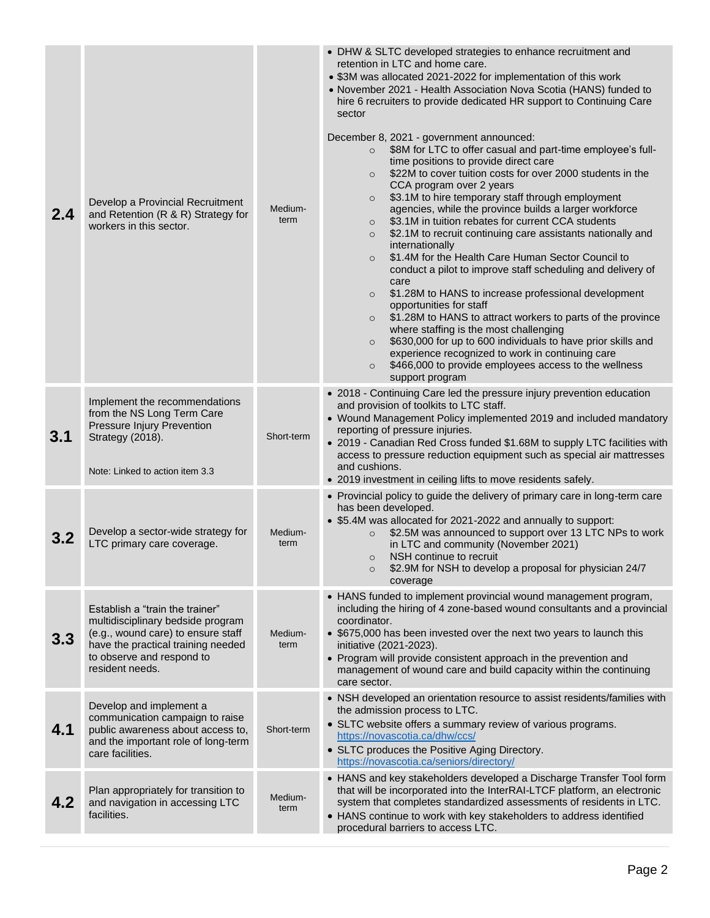| | | | |
|---|---|---|---|
| **2.4** | Develop a Provincial Recruitment and Retention (R & R) Strategy for workers in this sector. | Medium-term | • DHW & SLTC developed strategies to enhance recruitment and retention in LTC and home care.<br>• $3M was allocated 2021-2022 for implementation of this work<br>• November 2021 - Health Association Nova Scotia (HANS) funded to hire 6 recruiters to provide dedicated HR support to Continuing Care sector<br><br>December 8, 2021 - government announced:<br>○ $8M for LTC to offer casual and part-time employee's full-time positions to provide direct care<br>○ $22M to cover tuition costs for over 2000 students in the CCA program over 2 years<br>○ $3.1M to hire temporary staff through employment agencies, while the province builds a larger workforce<br>○ $3.1M in tuition rebates for current CCA students<br>○ $2.1M to recruit continuing care assistants nationally and internationally<br>○ $1.4M for the Health Care Human Sector Council to conduct a pilot to improve staff scheduling and delivery of care<br>○ $1.28M to HANS to increase professional development opportunities for staff<br>○ $1.28M to HANS to attract workers to parts of the province where staffing is the most challenging<br>○ $630,000 for up to 600 individuals to have prior skills and experience recognized to work in continuing care<br>○ $466,000 to provide employees access to the wellness support program |
| **3.1** | Implement the recommendations from the NS Long Term Care Pressure Injury Prevention Strategy (2018).<br><br>Note: Linked to action item 3.3 | Short-term | • 2018 - Continuing Care led the pressure injury prevention education and provision of toolkits to LTC staff.<br>• Wound Management Policy implemented 2019 and included mandatory reporting of pressure injuries.<br>• 2019 - Canadian Red Cross funded $1.68M to supply LTC facilities with access to pressure reduction equipment such as special air mattresses and cushions.<br>• 2019 investment in ceiling lifts to move residents safely. |
| **3.2** | Develop a sector-wide strategy for LTC primary care coverage. | Medium-term | • Provincial policy to guide the delivery of primary care in long-term care has been developed.<br>• $5.4M was allocated for 2021-2022 and annually to support:<br>○ $2.5M was announced to support over 13 LTC NPs to work in LTC and community (November 2021)<br>○ NSH continue to recruit<br>○ $2.9M for NSH to develop a proposal for physician 24/7 coverage |
| **3.3** | Establish a "train the trainer" multidisciplinary bedside program (e.g., wound care) to ensure staff have the practical training needed to observe and respond to resident needs. | Medium-term | • HANS funded to implement provincial wound management program, including the hiring of 4 zone-based wound consultants and a provincial coordinator.<br>• $675,000 has been invested over the next two years to launch this initiative (2021-2023).<br>• Program will provide consistent approach in the prevention and management of wound care and build capacity within the continuing care sector. |
| **4.1** | Develop and implement a communication campaign to raise public awareness about access to, and the important role of long-term care facilities. | Short-term | • NSH developed an orientation resource to assist residents/families with the admission process to LTC.<br>• SLTC website offers a summary review of various programs. https://novascotia.ca/dhw/ccs/<br>• SLTC produces the Positive Aging Directory. https://novascotia.ca/seniors/directory/ |
| **4.2** | Plan appropriately for transition to and navigation in accessing LTC facilities. | Medium-term | • HANS and key stakeholders developed a Discharge Transfer Tool form that will be incorporated into the InterRAI-LTCF platform, an electronic system that completes standardized assessments of residents in LTC.<br>• HANS continue to work with key stakeholders to address identified procedural barriers to access LTC. |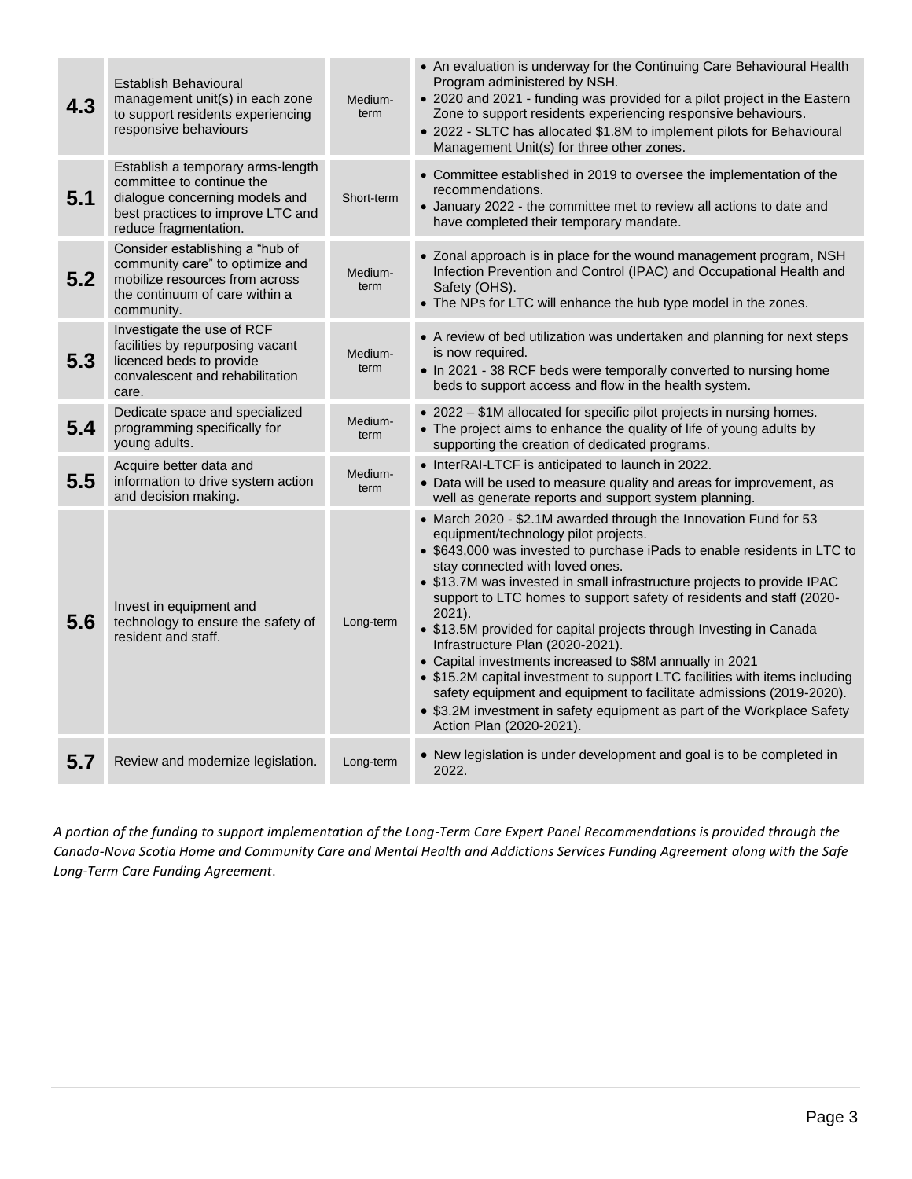| | | | |
|---|---|---|---|
| **4.3** | Establish Behavioural management unit(s) in each zone to support residents experiencing responsive behaviours | Medium-term | • An evaluation is underway for the Continuing Care Behavioural Health Program administered by NSH.<br>• 2020 and 2021 - funding was provided for a pilot project in the Eastern Zone to support residents experiencing responsive behaviours.<br>• 2022 - SLTC has allocated $1.8M to implement pilots for Behavioural Management Unit(s) for three other zones. |
| **5.1** | Establish a temporary arms-length committee to continue the dialogue concerning models and best practices to improve LTC and reduce fragmentation. | Short-term | • Committee established in 2019 to oversee the implementation of the recommendations.<br>• January 2022 - the committee met to review all actions to date and have completed their temporary mandate. |
| **5.2** | Consider establishing a "hub of community care" to optimize and mobilize resources from across the continuum of care within a community. | Medium-term | • Zonal approach is in place for the wound management program, NSH Infection Prevention and Control (IPAC) and Occupational Health and Safety (OHS).<br>• The NPs for LTC will enhance the hub type model in the zones. |
| **5.3** | Investigate the use of RCF facilities by repurposing vacant licenced beds to provide convalescent and rehabilitation care. | Medium-term | • A review of bed utilization was undertaken and planning for next steps is now required.<br>• In 2021 - 38 RCF beds were temporally converted to nursing home beds to support access and flow in the health system. |
| **5.4** | Dedicate space and specialized programming specifically for young adults. | Medium-term | • 2022 – $1M allocated for specific pilot projects in nursing homes.<br>• The project aims to enhance the quality of life of young adults by supporting the creation of dedicated programs. |
| **5.5** | Acquire better data and information to drive system action and decision making. | Medium-term | • InterRAI-LTCF is anticipated to launch in 2022.<br>• Data will be used to measure quality and areas for improvement, as well as generate reports and support system planning. |
| **5.6** | Invest in equipment and technology to ensure the safety of resident and staff. | Long-term | • March 2020 - $2.1M awarded through the Innovation Fund for 53 equipment/technology pilot projects.<br>• $643,000 was invested to purchase iPads to enable residents in LTC to stay connected with loved ones.<br>• $13.7M was invested in small infrastructure projects to provide IPAC support to LTC homes to support safety of residents and staff (2020-2021).<br>• $13.5M provided for capital projects through Investing in Canada Infrastructure Plan (2020-2021).<br>• Capital investments increased to $8M annually in 2021<br>• $15.2M capital investment to support LTC facilities with items including safety equipment and equipment to facilitate admissions (2019-2020).<br>• $3.2M investment in safety equipment as part of the Workplace Safety Action Plan (2020-2021). |
| **5.7** | Review and modernize legislation. | Long-term | • New legislation is under development and goal is to be completed in 2022. |

*A portion of the funding to support implementation of the Long-Term Care Expert Panel Recommendations is provided through the Canada-Nova Scotia Home and Community Care and Mental Health and Addictions Services Funding Agreement along with the Safe Long-Term Care Funding Agreement.*